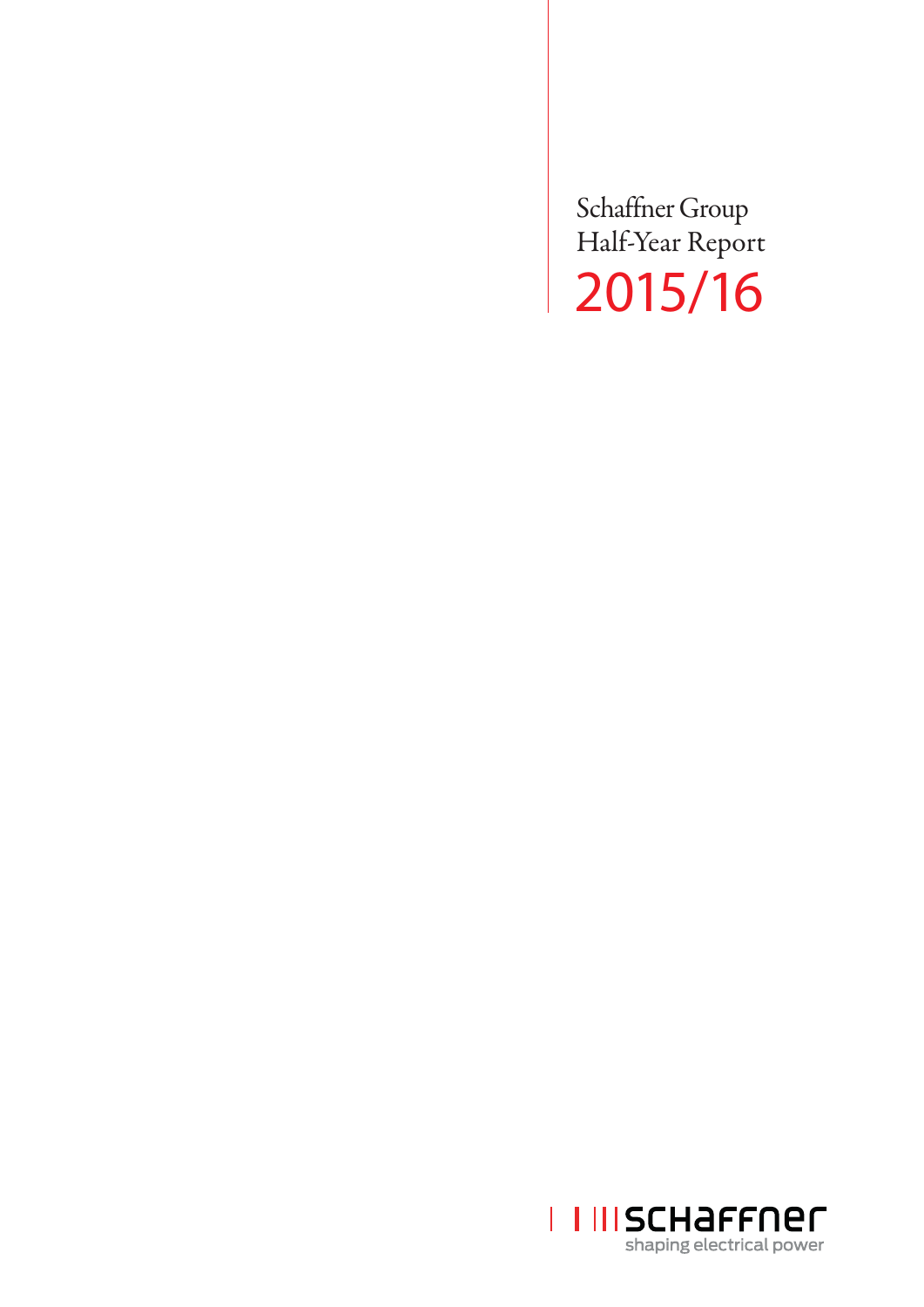# Schaffner Group
# Half-Year Report
# 2015/16

schaffner
shaping electrical power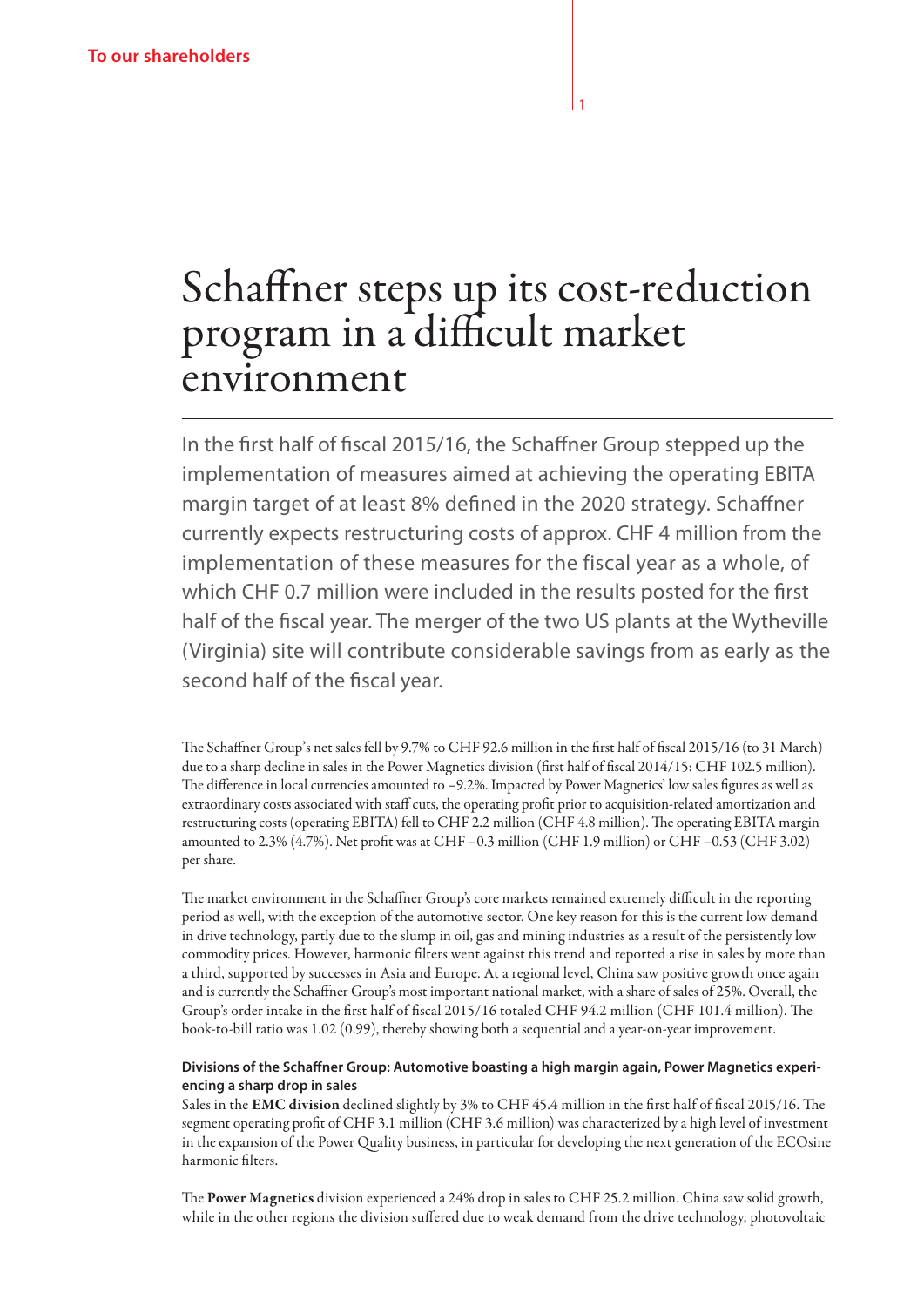To our shareholders

# Schaffner steps up its cost-reduction program in a difficult market environment

In the first half of fiscal 2015/16, the Schaffner Group stepped up the implementation of measures aimed at achieving the operating EBITA margin target of at least 8% defined in the 2020 strategy. Schaffner currently expects restructuring costs of approx. CHF 4 million from the implementation of these measures for the fiscal year as a whole, of which CHF 0.7 million were included in the results posted for the first half of the fiscal year. The merger of the two US plants at the Wytheville (Virginia) site will contribute considerable savings from as early as the second half of the fiscal year.

The Schaffner Group's net sales fell by 9.7% to CHF 92.6 million in the first half of fiscal 2015/16 (to 31 March) due to a sharp decline in sales in the Power Magnetics division (first half of fiscal 2014/15: CHF 102.5 million). The difference in local currencies amounted to –9.2%. Impacted by Power Magnetics' low sales figures as well as extraordinary costs associated with staff cuts, the operating profit prior to acquisition-related amortization and restructuring costs (operating EBITA) fell to CHF 2.2 million (CHF 4.8 million). The operating EBITA margin amounted to 2.3% (4.7%). Net profit was at CHF –0.3 million (CHF 1.9 million) or CHF –0.53 (CHF 3.02) per share.

The market environment in the Schaffner Group's core markets remained extremely difficult in the reporting period as well, with the exception of the automotive sector. One key reason for this is the current low demand in drive technology, partly due to the slump in oil, gas and mining industries as a result of the persistently low commodity prices. However, harmonic filters went against this trend and reported a rise in sales by more than a third, supported by successes in Asia and Europe. At a regional level, China saw positive growth once again and is currently the Schaffner Group's most important national market, with a share of sales of 25%. Overall, the Group's order intake in the first half of fiscal 2015/16 totaled CHF 94.2 million (CHF 101.4 million). The book-to-bill ratio was 1.02 (0.99), thereby showing both a sequential and a year-on-year improvement.

**Divisions of the Schaffner Group: Automotive boasting a high margin again, Power Magnetics experiencing a sharp drop in sales**

Sales in the **EMC division** declined slightly by 3% to CHF 45.4 million in the first half of fiscal 2015/16. The segment operating profit of CHF 3.1 million (CHF 3.6 million) was characterized by a high level of investment in the expansion of the Power Quality business, in particular for developing the next generation of the ECOsine harmonic filters.

The **Power Magnetics** division experienced a 24% drop in sales to CHF 25.2 million. China saw solid growth, while in the other regions the division suffered due to weak demand from the drive technology, photovoltaic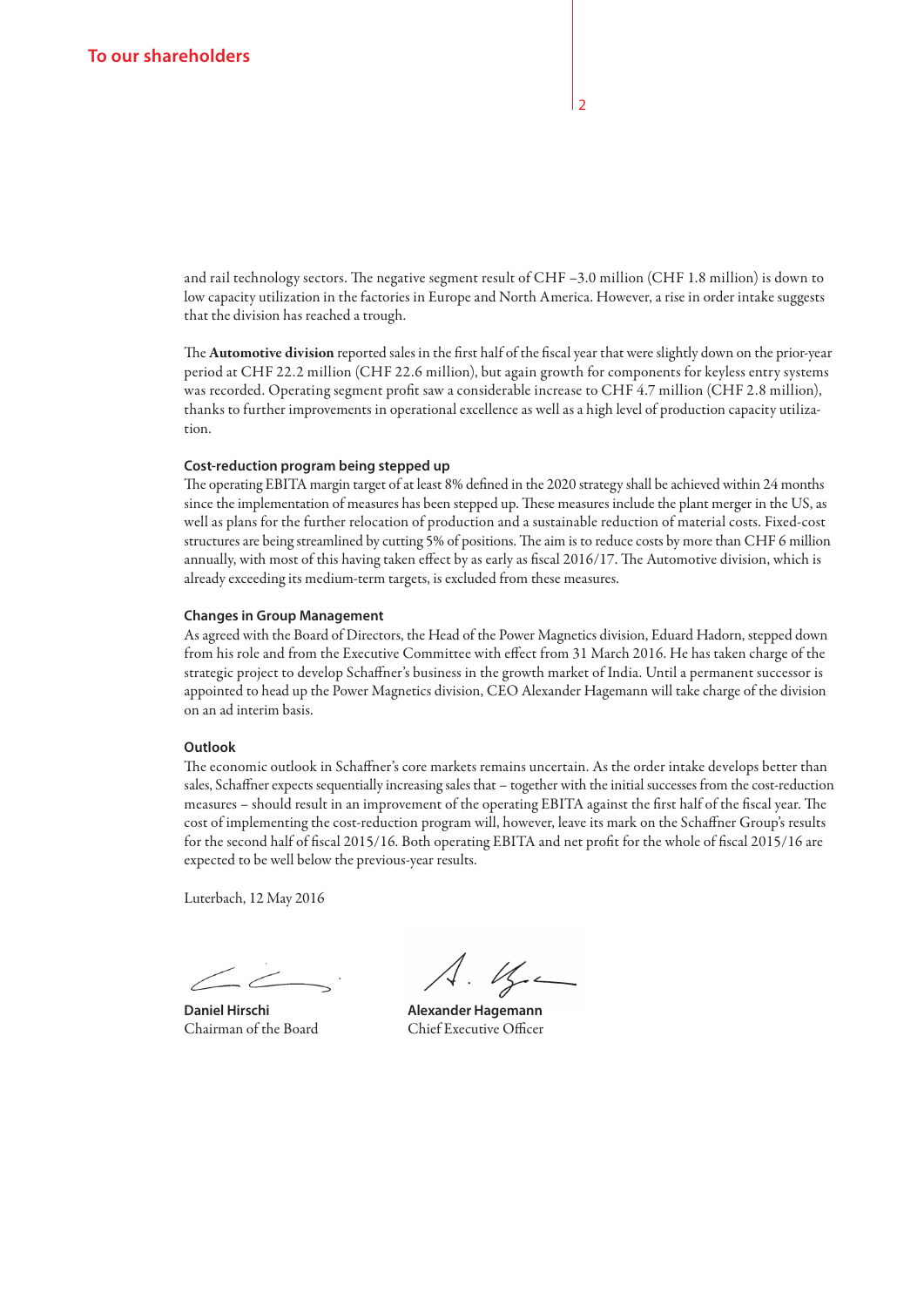and rail technology sectors. The negative segment result of CHF –3.0 million (CHF 1.8 million) is down to low capacity utilization in the factories in Europe and North America. However, a rise in order intake suggests that the division has reached a trough.

The **Automotive division** reported sales in the first half of the fiscal year that were slightly down on the prior-year period at CHF 22.2 million (CHF 22.6 million), but again growth for components for keyless entry systems was recorded. Operating segment profit saw a considerable increase to CHF 4.7 million (CHF 2.8 million), thanks to further improvements in operational excellence as well as a high level of production capacity utilization.

### Cost-reduction program being stepped up

The operating EBITA margin target of at least 8% defined in the 2020 strategy shall be achieved within 24 months since the implementation of measures has been stepped up. These measures include the plant merger in the US, as well as plans for the further relocation of production and a sustainable reduction of material costs. Fixed-cost structures are being streamlined by cutting 5% of positions. The aim is to reduce costs by more than CHF 6 million annually, with most of this having taken effect by as early as fiscal 2016/17. The Automotive division, which is already exceeding its medium-term targets, is excluded from these measures.

### Changes in Group Management

As agreed with the Board of Directors, the Head of the Power Magnetics division, Eduard Hadorn, stepped down from his role and from the Executive Committee with effect from 31 March 2016. He has taken charge of the strategic project to develop Schaffner's business in the growth market of India. Until a permanent successor is appointed to head up the Power Magnetics division, CEO Alexander Hagemann will take charge of the division on an ad interim basis.

### Outlook

The economic outlook in Schaffner's core markets remains uncertain. As the order intake develops better than sales, Schaffner expects sequentially increasing sales that – together with the initial successes from the cost-reduction measures – should result in an improvement of the operating EBITA against the first half of the fiscal year. The cost of implementing the cost-reduction program will, however, leave its mark on the Schaffner Group's results for the second half of fiscal 2015/16. Both operating EBITA and net profit for the whole of fiscal 2015/16 are expected to be well below the previous-year results.

Luterbach, 12 May 2016

**Daniel Hirschi**
Chairman of the Board

**Alexander Hagemann**
Chief Executive Officer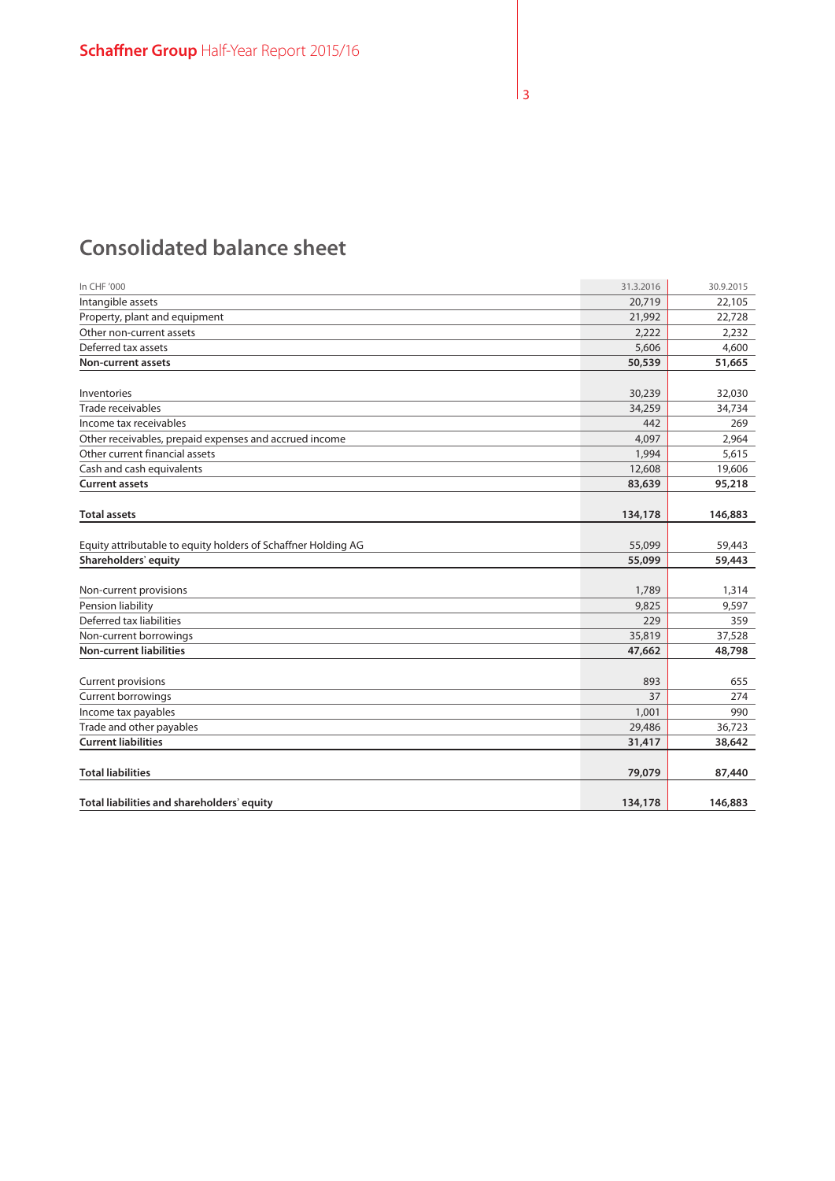# Consolidated balance sheet

| In CHF '000 | 31.3.2016 | 30.9.2015 |
|---|---|---|
| Intangible assets | 20,719 | 22,105 |
| Property, plant and equipment | 21,992 | 22,728 |
| Other non-current assets | 2,222 | 2,232 |
| Deferred tax assets | 5,606 | 4,600 |
| **Non-current assets** | **50,539** | **51,665** |
| | | |
| Inventories | 30,239 | 32,030 |
| Trade receivables | 34,259 | 34,734 |
| Income tax receivables | 442 | 269 |
| Other receivables, prepaid expenses and accrued income | 4,097 | 2,964 |
| Other current financial assets | 1,994 | 5,615 |
| Cash and cash equivalents | 12,608 | 19,606 |
| **Current assets** | **83,639** | **95,218** |
| | | |
| **Total assets** | **134,178** | **146,883** |
| | | |
| Equity attributable to equity holders of Schaffner Holding AG | 55,099 | 59,443 |
| **Shareholders' equity** | **55,099** | **59,443** |
| | | |
| Non-current provisions | 1,789 | 1,314 |
| Pension liability | 9,825 | 9,597 |
| Deferred tax liabilities | 229 | 359 |
| Non-current borrowings | 35,819 | 37,528 |
| **Non-current liabilities** | **47,662** | **48,798** |
| | | |
| Current provisions | 893 | 655 |
| Current borrowings | 37 | 274 |
| Income tax payables | 1,001 | 990 |
| Trade and other payables | 29,486 | 36,723 |
| **Current liabilities** | **31,417** | **38,642** |
| | | |
| **Total liabilities** | **79,079** | **87,440** |
| | | |
| **Total liabilities and shareholders' equity** | **134,178** | **146,883** |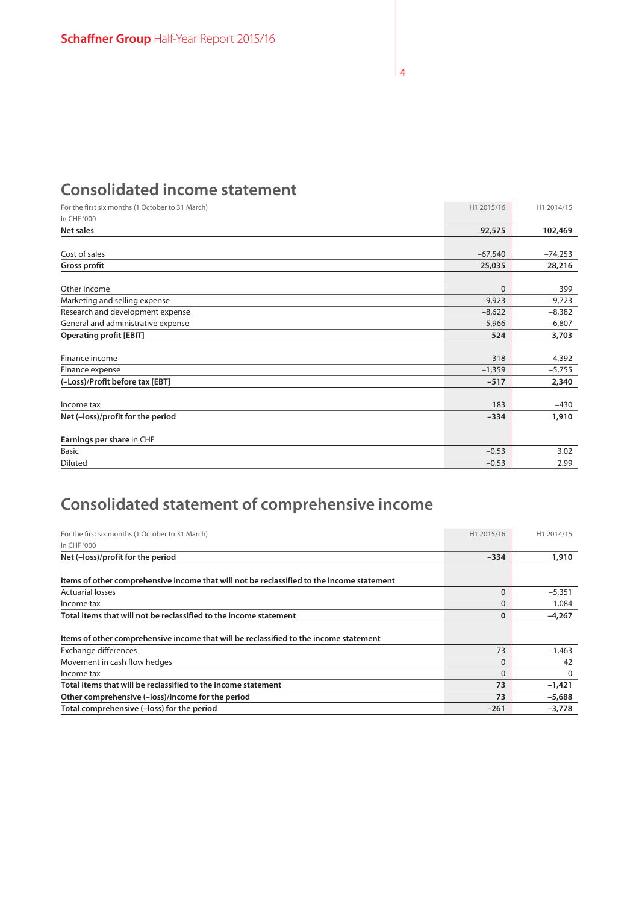## Consolidated income statement

| For the first six months (1 October to 31 March)<br>In CHF '000 | H1 2015/16 | H1 2014/15 |
|---|---|---|
| **Net sales** | **92,575** | **102,469** |
| Cost of sales | –67,540 | –74,253 |
| **Gross profit** | **25,035** | **28,216** |
| Other income | 0 | 399 |
| Marketing and selling expense | –9,923 | –9,723 |
| Research and development expense | –8,622 | –8,382 |
| General and administrative expense | –5,966 | –6,807 |
| **Operating profit [EBIT]** | **524** | **3,703** |
| Finance income | 318 | 4,392 |
| Finance expense | –1,359 | –5,755 |
| **(–Loss)/Profit before tax [EBT]** | **–517** | **2,340** |
| Income tax | 183 | –430 |
| **Net (–loss)/profit for the period** | **–334** | **1,910** |
| **Earnings per share** in CHF | | |
| Basic | –0.53 | 3.02 |
| Diluted | –0.53 | 2.99 |

## Consolidated statement of comprehensive income

| For the first six months (1 October to 31 March)<br>In CHF '000 | H1 2015/16 | H1 2014/15 |
|---|---|---|
| **Net (–loss)/profit for the period** | **–334** | **1,910** |
| **Items of other comprehensive income that will not be reclassified to the income statement** | | |
| Actuarial losses | 0 | –5,351 |
| Income tax | 0 | 1,084 |
| **Total items that will not be reclassified to the income statement** | **0** | **–4,267** |
| **Items of other comprehensive income that will be reclassified to the income statement** | | |
| Exchange differences | 73 | –1,463 |
| Movement in cash flow hedges | 0 | 42 |
| Income tax | 0 | 0 |
| **Total items that will be reclassified to the income statement** | **73** | **–1,421** |
| **Other comprehensive (–loss)/income for the period** | **73** | **–5,688** |
| **Total comprehensive (–loss) for the period** | **–261** | **–3,778** |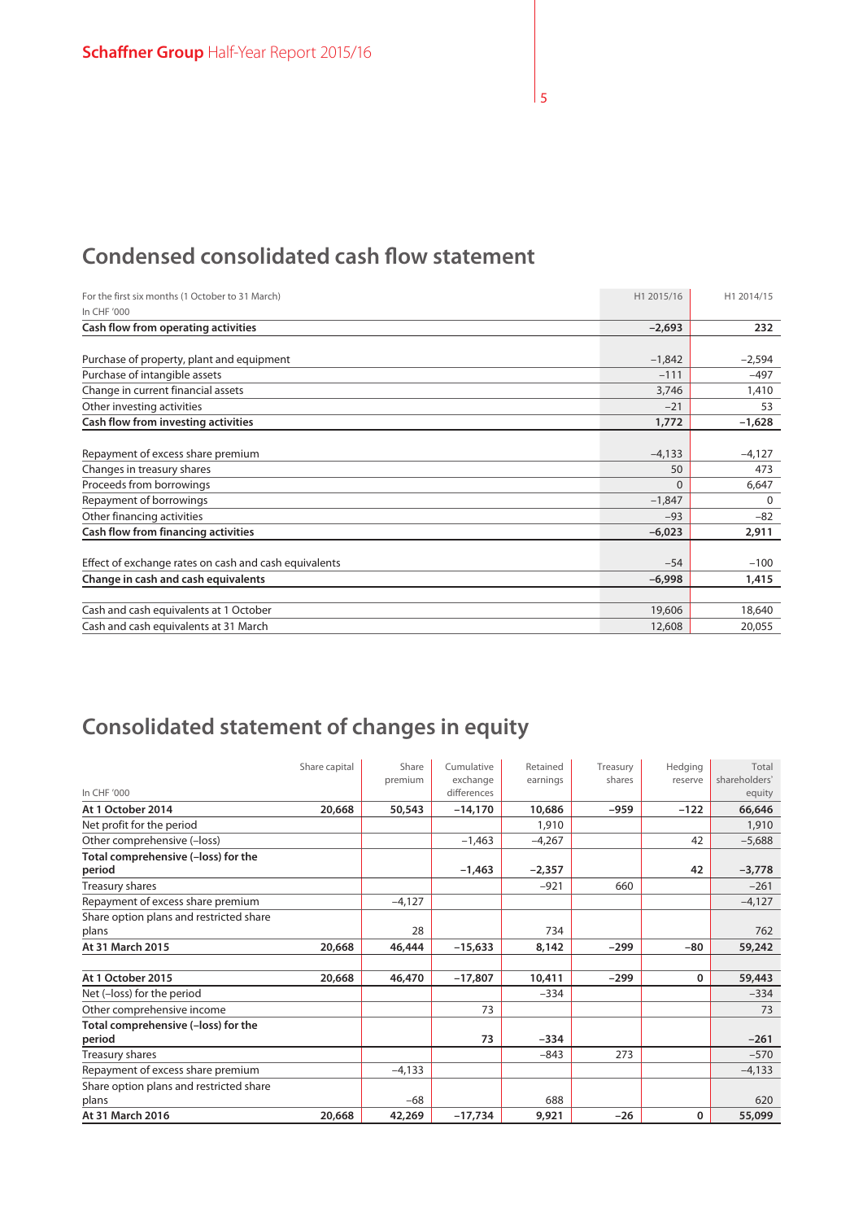## Condensed consolidated cash flow statement

| For the first six months (1 October to 31 March)<br>In CHF '000 | H1 2015/16 | H1 2014/15 |
|---|---|---|
| **Cash flow from operating activities** | **−2,693** | **232** |
| | | |
| Purchase of property, plant and equipment | −1,842 | −2,594 |
| Purchase of intangible assets | −111 | −497 |
| Change in current financial assets | 3,746 | 1,410 |
| Other investing activities | −21 | 53 |
| **Cash flow from investing activities** | **1,772** | **−1,628** |
| | | |
| Repayment of excess share premium | −4,133 | −4,127 |
| Changes in treasury shares | 50 | 473 |
| Proceeds from borrowings | 0 | 6,647 |
| Repayment of borrowings | −1,847 | 0 |
| Other financing activities | −93 | −82 |
| **Cash flow from financing activities** | **−6,023** | **2,911** |
| | | |
| Effect of exchange rates on cash and cash equivalents | −54 | −100 |
| **Change in cash and cash equivalents** | **−6,998** | **1,415** |
| | | |
| Cash and cash equivalents at 1 October | 19,606 | 18,640 |
| Cash and cash equivalents at 31 March | 12,608 | 20,055 |

## Consolidated statement of changes in equity

| In CHF '000 | Share capital | Share premium | Cumulative exchange differences | Retained earnings | Treasury shares | Hedging reserve | Total shareholders' equity |
|---|---|---|---|---|---|---|---|
| **At 1 October 2014** | **20,668** | **50,543** | **−14,170** | **10,686** | **−959** | **−122** | **66,646** |
| Net profit for the period | | | | 1,910 | | | 1,910 |
| Other comprehensive (−loss) | | | −1,463 | −4,267 | | 42 | −5,688 |
| **Total comprehensive (−loss) for the period** | | | **−1,463** | **−2,357** | | **42** | **−3,778** |
| Treasury shares | | | | −921 | 660 | | −261 |
| Repayment of excess share premium | | −4,127 | | | | | −4,127 |
| Share option plans and restricted share plans | | 28 | | 734 | | | 762 |
| **At 31 March 2015** | **20,668** | **46,444** | **−15,633** | **8,142** | **−299** | **−80** | **59,242** |
| | | | | | | | |
| **At 1 October 2015** | **20,668** | **46,470** | **−17,807** | **10,411** | **−299** | **0** | **59,443** |
| Net (−loss) for the period | | | | −334 | | | −334 |
| Other comprehensive income | | | 73 | | | | 73 |
| **Total comprehensive (−loss) for the period** | | | **73** | **−334** | | | **−261** |
| Treasury shares | | | | −843 | 273 | | −570 |
| Repayment of excess share premium | | −4,133 | | | | | −4,133 |
| Share option plans and restricted share plans | | −68 | | 688 | | | 620 |
| **At 31 March 2016** | **20,668** | **42,269** | **−17,734** | **9,921** | **−26** | **0** | **55,099** |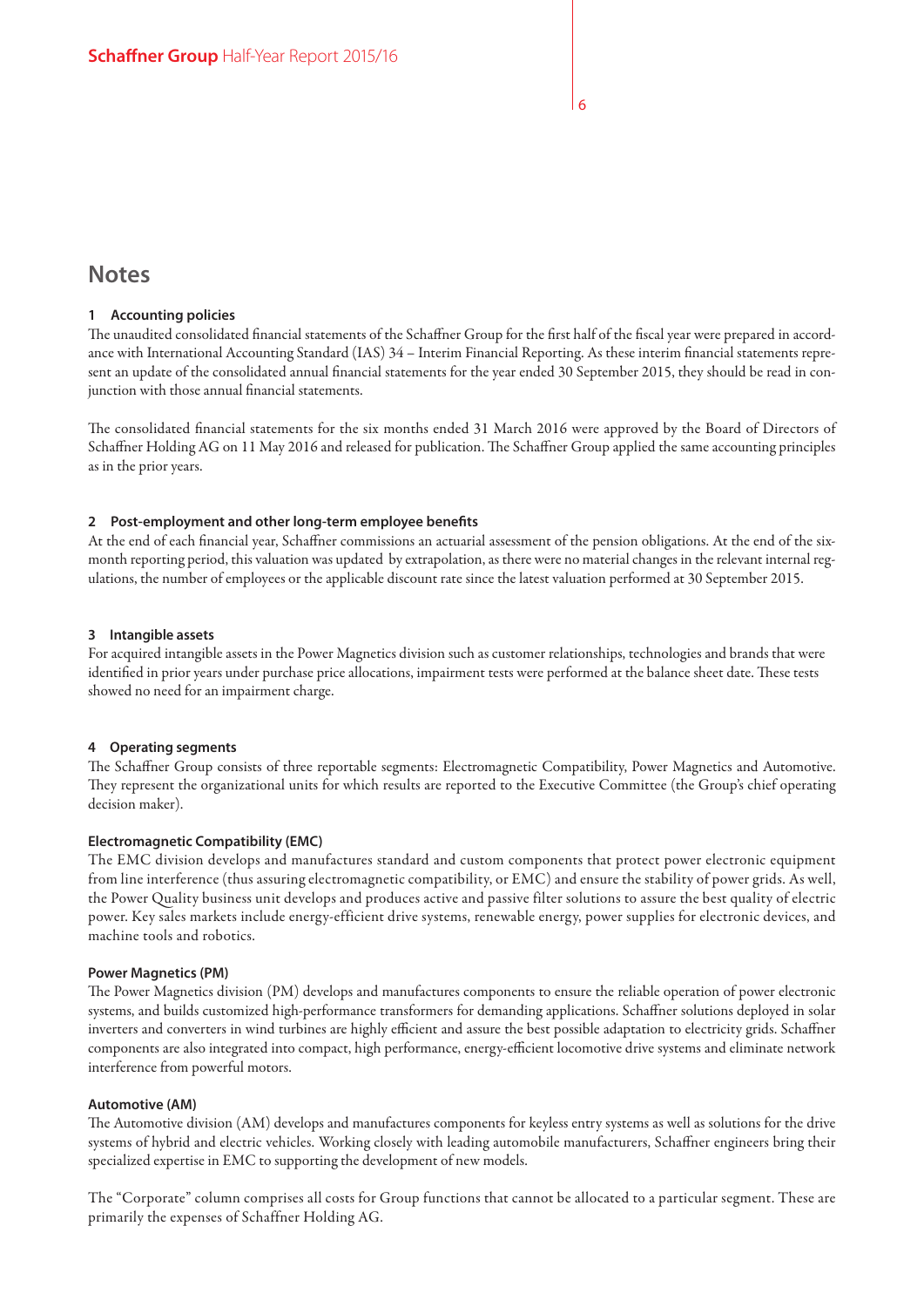# Notes

## 1 Accounting policies

The unaudited consolidated financial statements of the Schaffner Group for the first half of the fiscal year were prepared in accordance with International Accounting Standard (IAS) 34 – Interim Financial Reporting. As these interim financial statements represent an update of the consolidated annual financial statements for the year ended 30 September 2015, they should be read in conjunction with those annual financial statements.

The consolidated financial statements for the six months ended 31 March 2016 were approved by the Board of Directors of Schaffner Holding AG on 11 May 2016 and released for publication. The Schaffner Group applied the same accounting principles as in the prior years.

## 2 Post-employment and other long-term employee benefits

At the end of each financial year, Schaffner commissions an actuarial assessment of the pension obligations. At the end of the six-month reporting period, this valuation was updated by extrapolation, as there were no material changes in the relevant internal regulations, the number of employees or the applicable discount rate since the latest valuation performed at 30 September 2015.

## 3 Intangible assets

For acquired intangible assets in the Power Magnetics division such as customer relationships, technologies and brands that were identified in prior years under purchase price allocations, impairment tests were performed at the balance sheet date. These tests showed no need for an impairment charge.

## 4 Operating segments

The Schaffner Group consists of three reportable segments: Electromagnetic Compatibility, Power Magnetics and Automotive. They represent the organizational units for which results are reported to the Executive Committee (the Group's chief operating decision maker).

### Electromagnetic Compatibility (EMC)

The EMC division develops and manufactures standard and custom components that protect power electronic equipment from line interference (thus assuring electromagnetic compatibility, or EMC) and ensure the stability of power grids. As well, the Power Quality business unit develops and produces active and passive filter solutions to assure the best quality of electric power. Key sales markets include energy-efficient drive systems, renewable energy, power supplies for electronic devices, and machine tools and robotics.

### Power Magnetics (PM)

The Power Magnetics division (PM) develops and manufactures components to ensure the reliable operation of power electronic systems, and builds customized high-performance transformers for demanding applications. Schaffner solutions deployed in solar inverters and converters in wind turbines are highly efficient and assure the best possible adaptation to electricity grids. Schaffner components are also integrated into compact, high performance, energy-efficient locomotive drive systems and eliminate network interference from powerful motors.

### Automotive (AM)

The Automotive division (AM) develops and manufactures components for keyless entry systems as well as solutions for the drive systems of hybrid and electric vehicles. Working closely with leading automobile manufacturers, Schaffner engineers bring their specialized expertise in EMC to supporting the development of new models.

The "Corporate" column comprises all costs for Group functions that cannot be allocated to a particular segment. These are primarily the expenses of Schaffner Holding AG.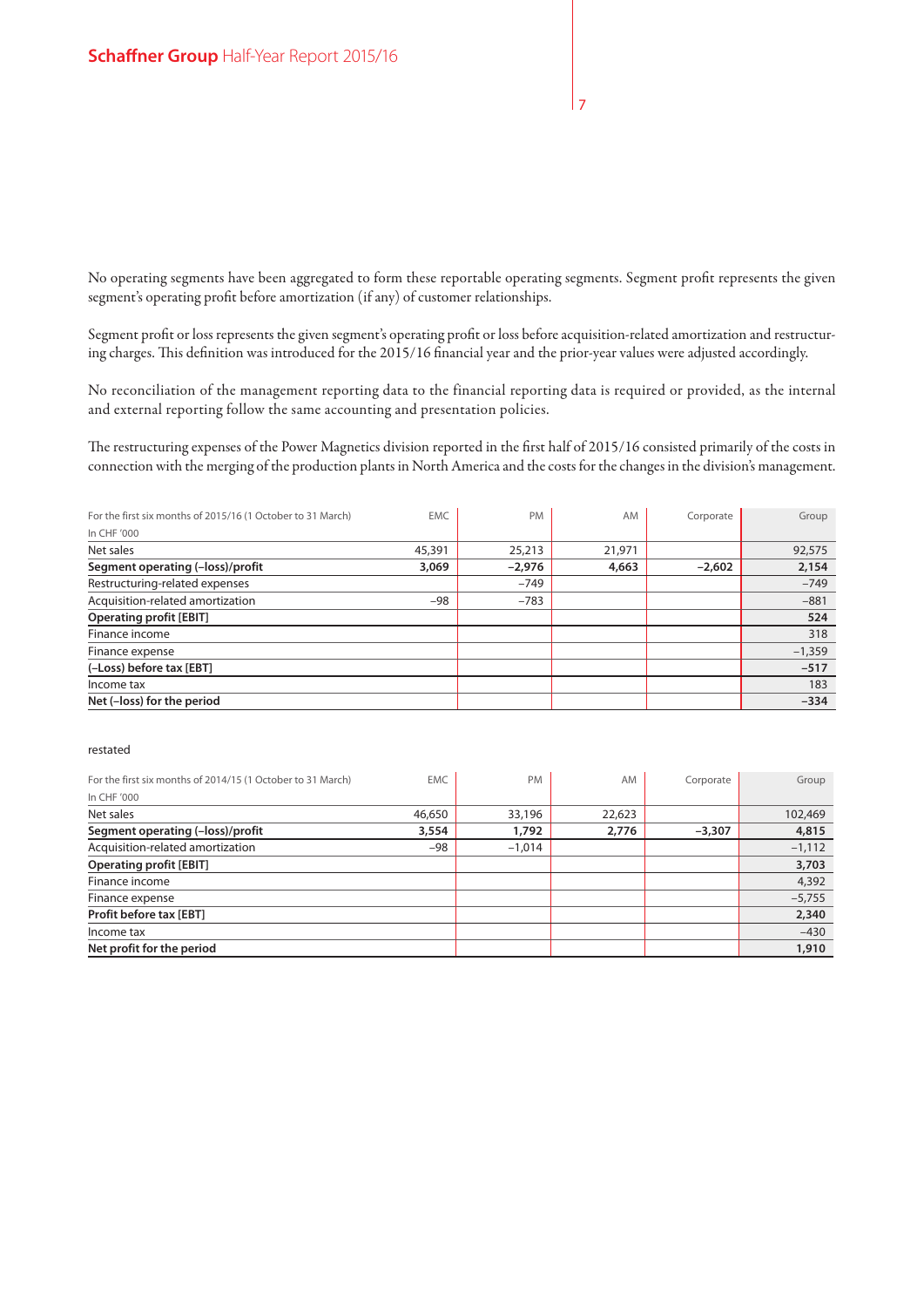No operating segments have been aggregated to form these reportable operating segments. Segment profit represents the given segment's operating profit before amortization (if any) of customer relationships.

Segment profit or loss represents the given segment's operating profit or loss before acquisition-related amortization and restructuring charges. This definition was introduced for the 2015/16 financial year and the prior-year values were adjusted accordingly.

No reconciliation of the management reporting data to the financial reporting data is required or provided, as the internal and external reporting follow the same accounting and presentation policies.

The restructuring expenses of the Power Magnetics division reported in the first half of 2015/16 consisted primarily of the costs in connection with the merging of the production plants in North America and the costs for the changes in the division's management.

| For the first six months of 2015/16 (1 October to 31 March)<br>In CHF '000 | EMC | PM | AM | Corporate | Group |
|---|---|---|---|---|---|
| Net sales | 45,391 | 25,213 | 21,971 | | 92,575 |
| **Segment operating (–loss)/profit** | **3,069** | **–2,976** | **4,663** | **–2,602** | **2,154** |
| Restructuring-related expenses | | –749 | | | –749 |
| Acquisition-related amortization | –98 | –783 | | | –881 |
| **Operating profit [EBIT]** | | | | | **524** |
| Finance income | | | | | 318 |
| Finance expense | | | | | –1,359 |
| **(–Loss) before tax [EBT]** | | | | | **–517** |
| Income tax | | | | | 183 |
| **Net (–loss) for the period** | | | | | **–334** |

restated

| For the first six months of 2014/15 (1 October to 31 March)<br>In CHF '000 | EMC | PM | AM | Corporate | Group |
|---|---|---|---|---|---|
| Net sales | 46,650 | 33,196 | 22,623 | | 102,469 |
| **Segment operating (–loss)/profit** | **3,554** | **1,792** | **2,776** | **–3,307** | **4,815** |
| Acquisition-related amortization | –98 | –1,014 | | | –1,112 |
| **Operating profit [EBIT]** | | | | | **3,703** |
| Finance income | | | | | 4,392 |
| Finance expense | | | | | –5,755 |
| **Profit before tax [EBT]** | | | | | **2,340** |
| Income tax | | | | | –430 |
| **Net profit for the period** | | | | | **1,910** |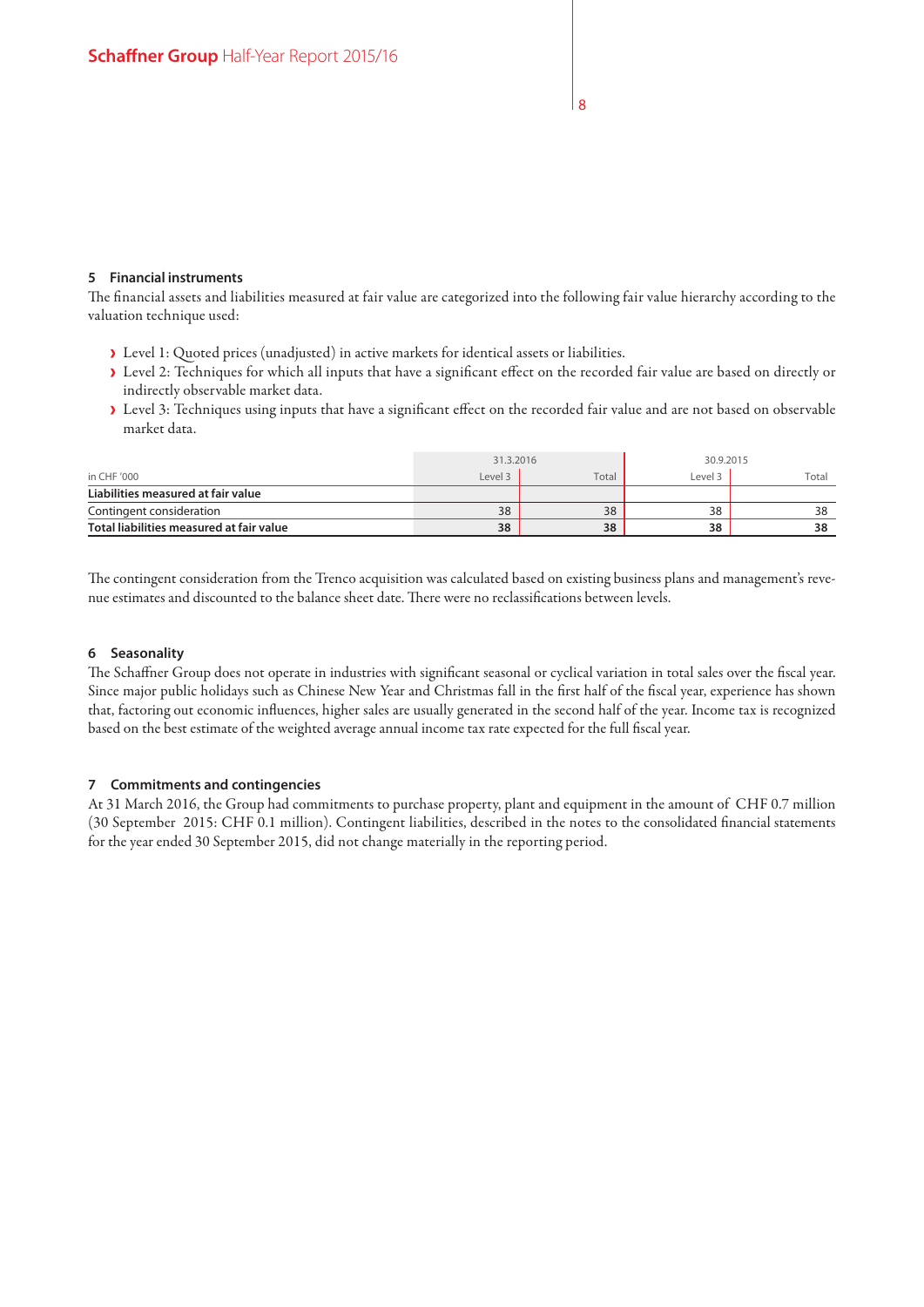## 5 Financial instruments

The financial assets and liabilities measured at fair value are categorized into the following fair value hierarchy according to the valuation technique used:

- Level 1: Quoted prices (unadjusted) in active markets for identical assets or liabilities.
- Level 2: Techniques for which all inputs that have a significant effect on the recorded fair value are based on directly or indirectly observable market data.
- Level 3: Techniques using inputs that have a significant effect on the recorded fair value and are not based on observable market data.

| | 31.3.2016 | | 30.9.2015 | |
|---|---|---|---|---|
| in CHF '000 | Level 3 | Total | Level 3 | Total |
| **Liabilities measured at fair value** | | | | |
| Contingent consideration | 38 | 38 | 38 | 38 |
| **Total liabilities measured at fair value** | **38** | **38** | **38** | **38** |

The contingent consideration from the Trenco acquisition was calculated based on existing business plans and management's revenue estimates and discounted to the balance sheet date. There were no reclassifications between levels.

## 6 Seasonality

The Schaffner Group does not operate in industries with significant seasonal or cyclical variation in total sales over the fiscal year. Since major public holidays such as Chinese New Year and Christmas fall in the first half of the fiscal year, experience has shown that, factoring out economic influences, higher sales are usually generated in the second half of the year. Income tax is recognized based on the best estimate of the weighted average annual income tax rate expected for the full fiscal year.

## 7 Commitments and contingencies

At 31 March 2016, the Group had commitments to purchase property, plant and equipment in the amount of CHF 0.7 million (30 September 2015: CHF 0.1 million). Contingent liabilities, described in the notes to the consolidated financial statements for the year ended 30 September 2015, did not change materially in the reporting period.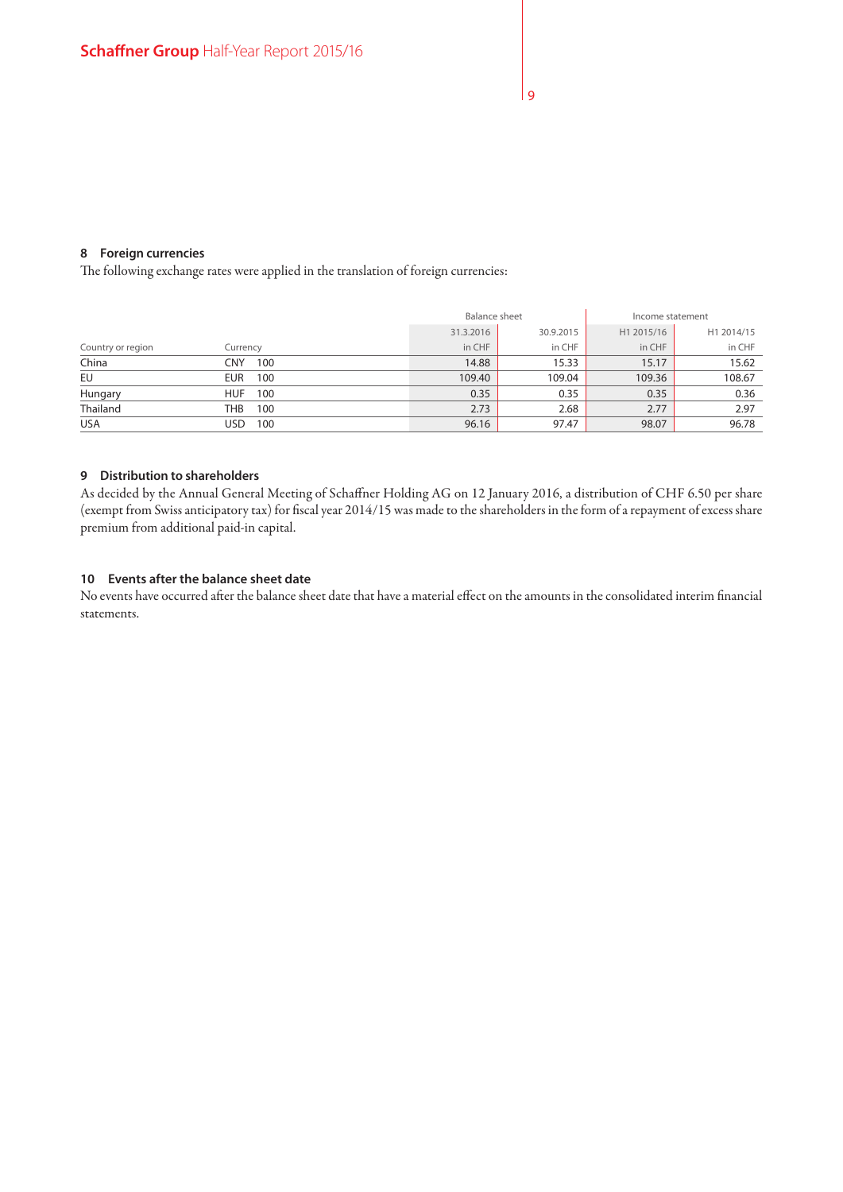## 8 Foreign currencies

The following exchange rates were applied in the translation of foreign currencies:

| | | | Balance sheet | | Income statement | |
|---|---|---|---|---|---|---|
| | | | 31.3.2016 | 30.9.2015 | H1 2015/16 | H1 2014/15 |
| Country or region | Currency | | in CHF | in CHF | in CHF | in CHF |
| China | CNY | 100 | 14.88 | 15.33 | 15.17 | 15.62 |
| EU | EUR | 100 | 109.40 | 109.04 | 109.36 | 108.67 |
| Hungary | HUF | 100 | 0.35 | 0.35 | 0.35 | 0.36 |
| Thailand | THB | 100 | 2.73 | 2.68 | 2.77 | 2.97 |
| USA | USD | 100 | 96.16 | 97.47 | 98.07 | 96.78 |

## 9 Distribution to shareholders

As decided by the Annual General Meeting of Schaffner Holding AG on 12 January 2016, a distribution of CHF 6.50 per share (exempt from Swiss anticipatory tax) for fiscal year 2014/15 was made to the shareholders in the form of a repayment of excess share premium from additional paid-in capital.

## 10 Events after the balance sheet date

No events have occurred after the balance sheet date that have a material effect on the amounts in the consolidated interim financial statements.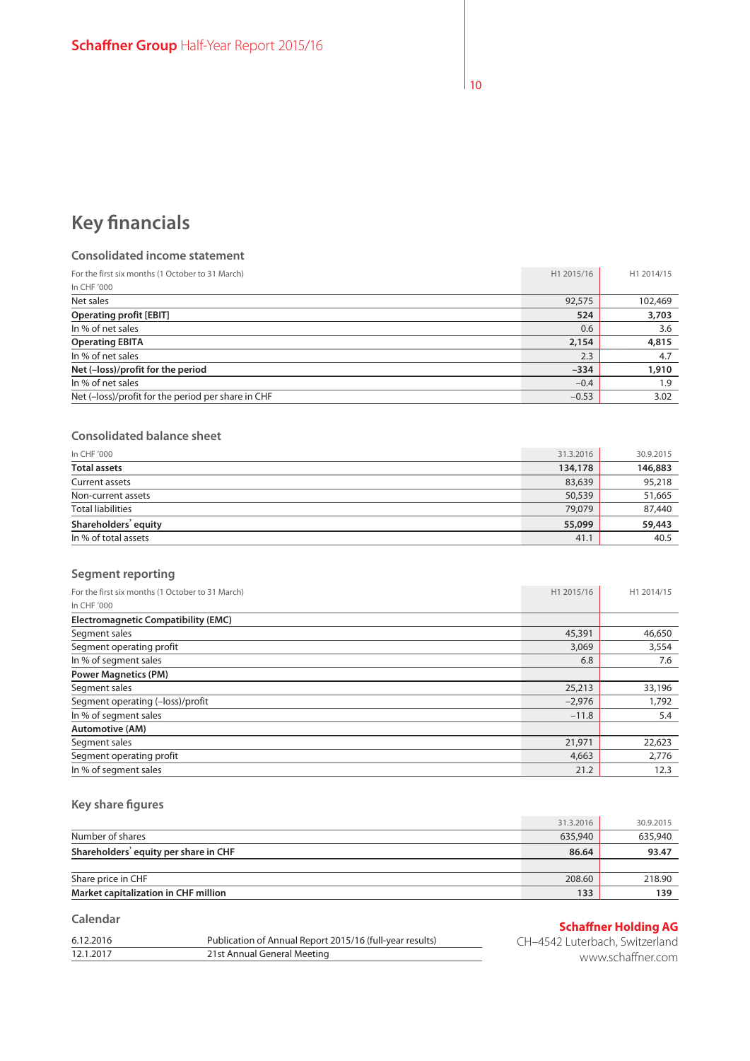# Key financials

## Consolidated income statement

| For the first six months (1 October to 31 March)<br>In CHF '000 | H1 2015/16 | H1 2014/15 |
|---|---|---|
| Net sales | 92,575 | 102,469 |
| **Operating profit [EBIT]** | **524** | **3,703** |
| In % of net sales | 0.6 | 3.6 |
| **Operating EBITA** | **2,154** | **4,815** |
| In % of net sales | 2.3 | 4.7 |
| **Net (–loss)/profit for the period** | **–334** | **1,910** |
| In % of net sales | –0.4 | 1.9 |
| Net (–loss)/profit for the period per share in CHF | –0.53 | 3.02 |

## Consolidated balance sheet

| In CHF '000 | 31.3.2016 | 30.9.2015 |
|---|---|---|
| **Total assets** | **134,178** | **146,883** |
| Current assets | 83,639 | 95,218 |
| Non-current assets | 50,539 | 51,665 |
| Total liabilities | 79,079 | 87,440 |
| **Shareholders' equity** | **55,099** | **59,443** |
| In % of total assets | 41.1 | 40.5 |

## Segment reporting

| For the first six months (1 October to 31 March)<br>In CHF '000 | H1 2015/16 | H1 2014/15 |
|---|---|---|
| **Electromagnetic Compatibility (EMC)** | | |
| Segment sales | 45,391 | 46,650 |
| Segment operating profit | 3,069 | 3,554 |
| In % of segment sales | 6.8 | 7.6 |
| **Power Magnetics (PM)** | | |
| Segment sales | 25,213 | 33,196 |
| Segment operating (–loss)/profit | –2,976 | 1,792 |
| In % of segment sales | –11.8 | 5.4 |
| **Automotive (AM)** | | |
| Segment sales | 21,971 | 22,623 |
| Segment operating profit | 4,663 | 2,776 |
| In % of segment sales | 21.2 | 12.3 |

## Key share figures

| | 31.3.2016 | 30.9.2015 |
|---|---|---|
| Number of shares | 635,940 | 635,940 |
| **Shareholders' equity per share in CHF** | **86.64** | **93.47** |
| | | |
| Share price in CHF | 208.60 | 218.90 |
| **Market capitalization in CHF million** | **133** | **139** |

## Calendar

| | |
|---|---|
| 6.12.2016 | Publication of Annual Report 2015/16 (full-year results) |
| 12.1.2017 | 21st Annual General Meeting |

**Schaffner Holding AG**
CH–4542 Luterbach, Switzerland
www.schaffner.com